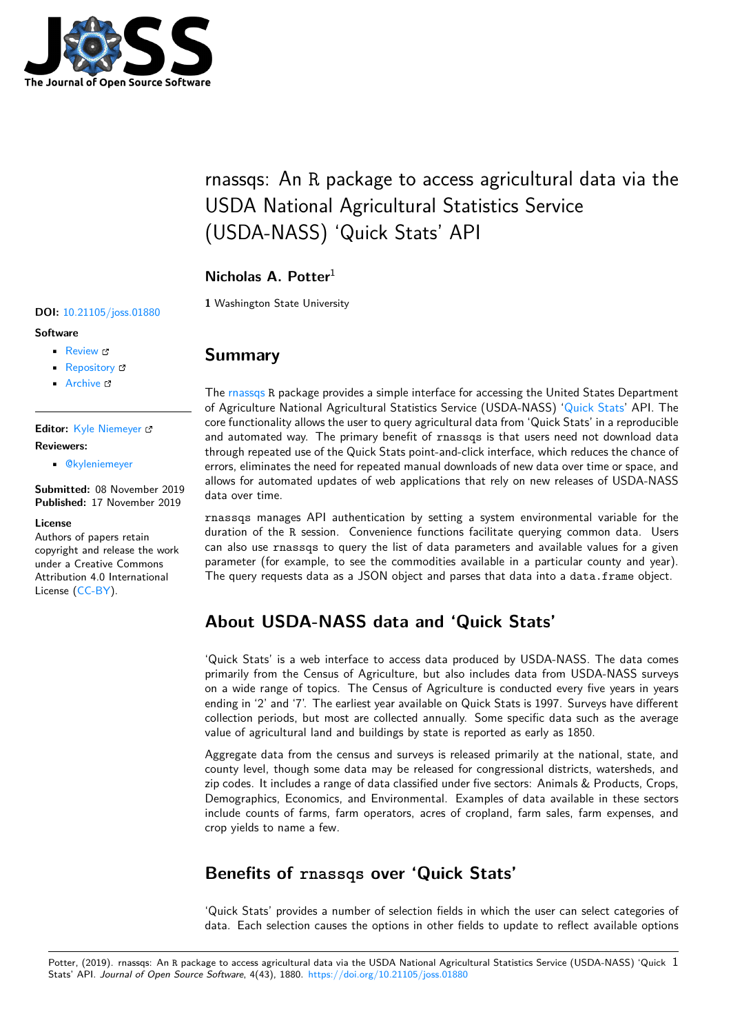# rnassqs: An R package to access agricultural data via the USDA National Agricultural Statistics Service (USDA-NASS) 'Quick Stats' API

**Nicholas A. Potter**[1]

**1** Washington State University

**DOI:** 10.21105/joss.01880

**Software**

- Review
- Repository
- Archive

**Editor:** Kyle Niemeyer

**Reviewers:**

- @kyleniemeyer

**Submitted:** 08 November 2019
**Published:** 17 November 2019

**License**
Authors of papers retain copyright and release the work under a Creative Commons Attribution 4.0 International License (CC-BY).

## Summary

The rnassqs R package provides a simple interface for accessing the United States Department of Agriculture National Agricultural Statistics Service (USDA-NASS) 'Quick Stats' API. The core functionality allows the user to query agricultural data from 'Quick Stats' in a reproducible and automated way. The primary benefit of `rnassqs` is that users need not download data through repeated use of the Quick Stats point-and-click interface, which reduces the chance of errors, eliminates the need for repeated manual downloads of new data over time or space, and allows for automated updates of web applications that rely on new releases of USDA-NASS data over time.

`rnassqs` manages API authentication by setting a system environmental variable for the duration of the R session. Convenience functions facilitate querying common data. Users can also use `rnassqs` to query the list of data parameters and available values for a given parameter (for example, to see the commodities available in a particular county and year). The query requests data as a JSON object and parses that data into a `data.frame` object.

## About USDA-NASS data and 'Quick Stats'

'Quick Stats' is a web interface to access data produced by USDA-NASS. The data comes primarily from the Census of Agriculture, but also includes data from USDA-NASS surveys on a wide range of topics. The Census of Agriculture is conducted every five years in years ending in '2' and '7'. The earliest year available on Quick Stats is 1997. Surveys have different collection periods, but most are collected annually. Some specific data such as the average value of agricultural land and buildings by state is reported as early as 1850.

Aggregate data from the census and surveys is released primarily at the national, state, and county level, though some data may be released for congressional districts, watersheds, and zip codes. It includes a range of data classified under five sectors: Animals & Products, Crops, Demographics, Economics, and Environmental. Examples of data available in these sectors include counts of farms, farm operators, acres of cropland, farm sales, farm expenses, and crop yields to name a few.

## Benefits of `rnassqs` over 'Quick Stats'

'Quick Stats' provides a number of selection fields in which the user can select categories of data. Each selection causes the options in other fields to update to reflect available options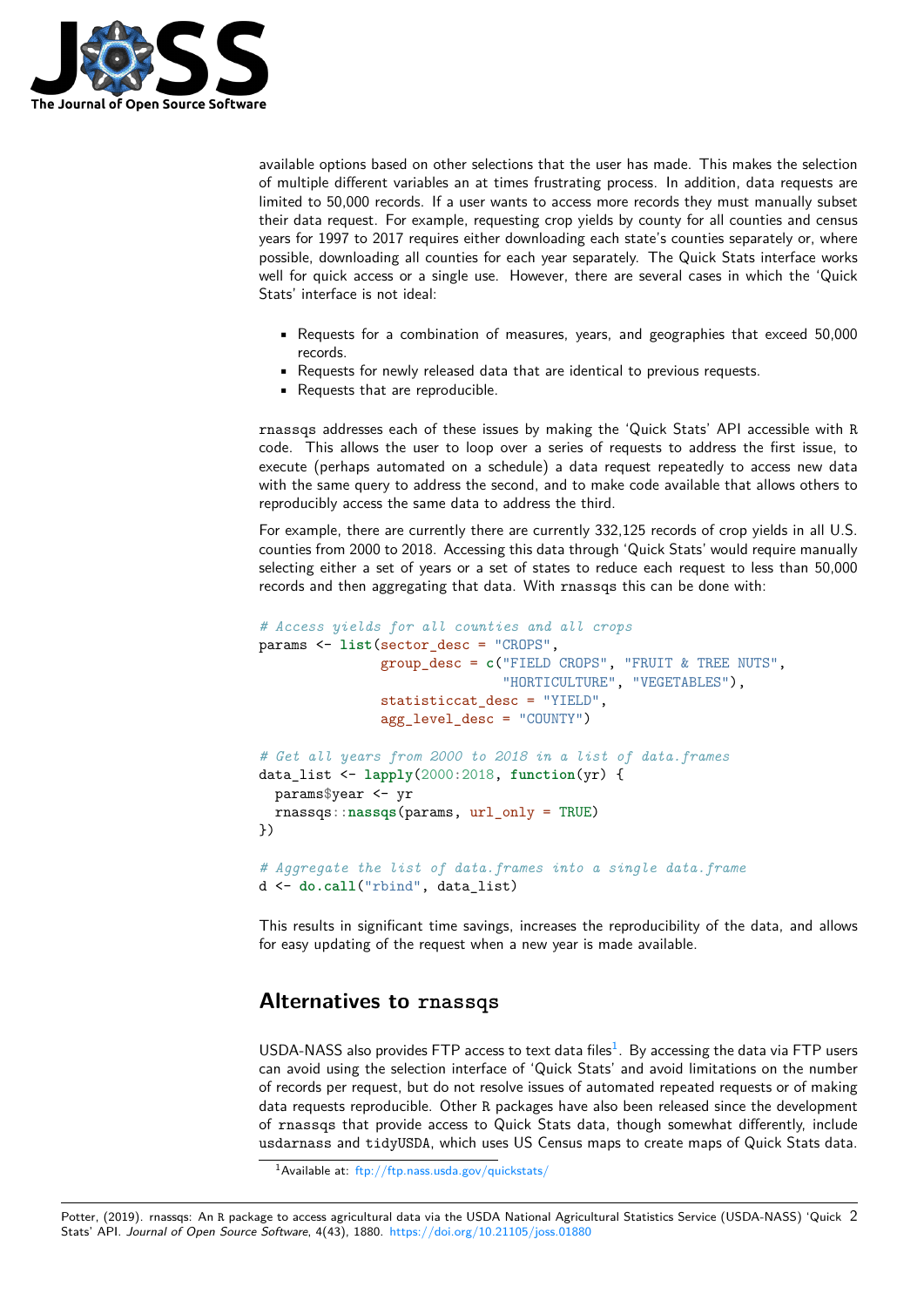available options based on other selections that the user has made. This makes the selection of multiple different variables an at times frustrating process. In addition, data requests are limited to 50,000 records. If a user wants to access more records they must manually subset their data request. For example, requesting crop yields by county for all counties and census years for 1997 to 2017 requires either downloading each state's counties separately or, where possible, downloading all counties for each year separately. The Quick Stats interface works well for quick access or a single use. However, there are several cases in which the 'Quick Stats' interface is not ideal:

- Requests for a combination of measures, years, and geographies that exceed 50,000 records.
- Requests for newly released data that are identical to previous requests.
- Requests that are reproducible.

`rnassqs` addresses each of these issues by making the 'Quick Stats' API accessible with `R` code. This allows the user to loop over a series of requests to address the first issue, to execute (perhaps automated on a schedule) a data request repeatedly to access new data with the same query to address the second, and to make code available that allows others to reproducibly access the same data to address the third.

For example, there are currently there are currently 332,125 records of crop yields in all U.S. counties from 2000 to 2018. Accessing this data through 'Quick Stats' would require manually selecting either a set of years or a set of states to reduce each request to less than 50,000 records and then aggregating that data. With `rnassqs` this can be done with:

```
# Access yields for all counties and all crops
params <- list(sector_desc = "CROPS",
               group_desc = c("FIELD CROPS", "FRUIT & TREE NUTS",
                              "HORTICULTURE", "VEGETABLES"),
               statisticcat_desc = "YIELD",
               agg_level_desc = "COUNTY")

# Get all years from 2000 to 2018 in a list of data.frames
data_list <- lapply(2000:2018, function(yr) {
  params$year <- yr
  rnassqs::nassqs(params, url_only = TRUE)
})

# Aggregate the list of data.frames into a single data.frame
d <- do.call("rbind", data_list)
```

This results in significant time savings, increases the reproducibility of the data, and allows for easy updating of the request when a new year is made available.

## Alternatives to `rnassqs`

USDA-NASS also provides FTP access to text data files[1]. By accessing the data via FTP users can avoid using the selection interface of 'Quick Stats' and avoid limitations on the number of records per request, but do not resolve issues of automated repeated requests or of making data requests reproducible. Other `R` packages have also been released since the development of `rnassqs` that provide access to Quick Stats data, though somewhat differently, include `usdarnass` and `tidyUSDA`, which uses US Census maps to create maps of Quick Stats data.

[1] Available at: ftp://ftp.nass.usda.gov/quickstats/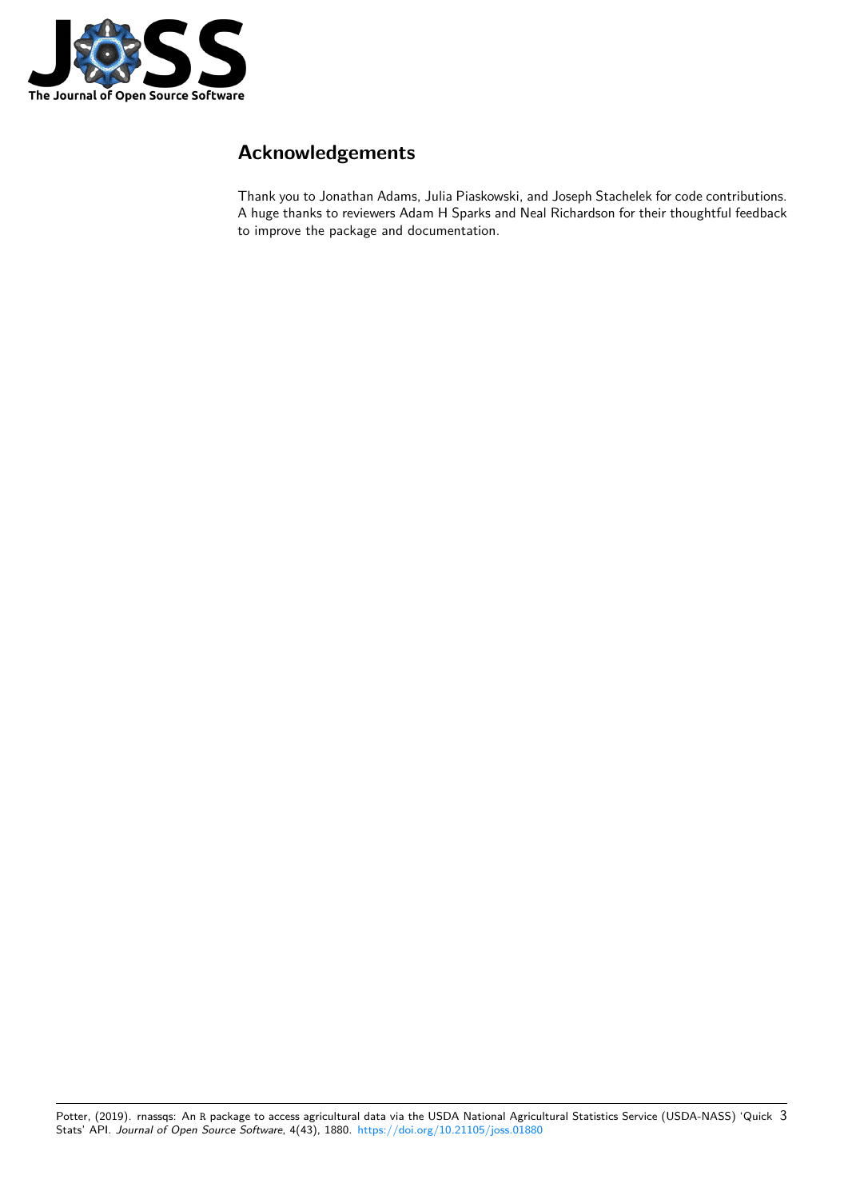# Acknowledgements

Thank you to Jonathan Adams, Julia Piaskowski, and Joseph Stachelek for code contributions. A huge thanks to reviewers Adam H Sparks and Neal Richardson for their thoughtful feedback to improve the package and documentation.